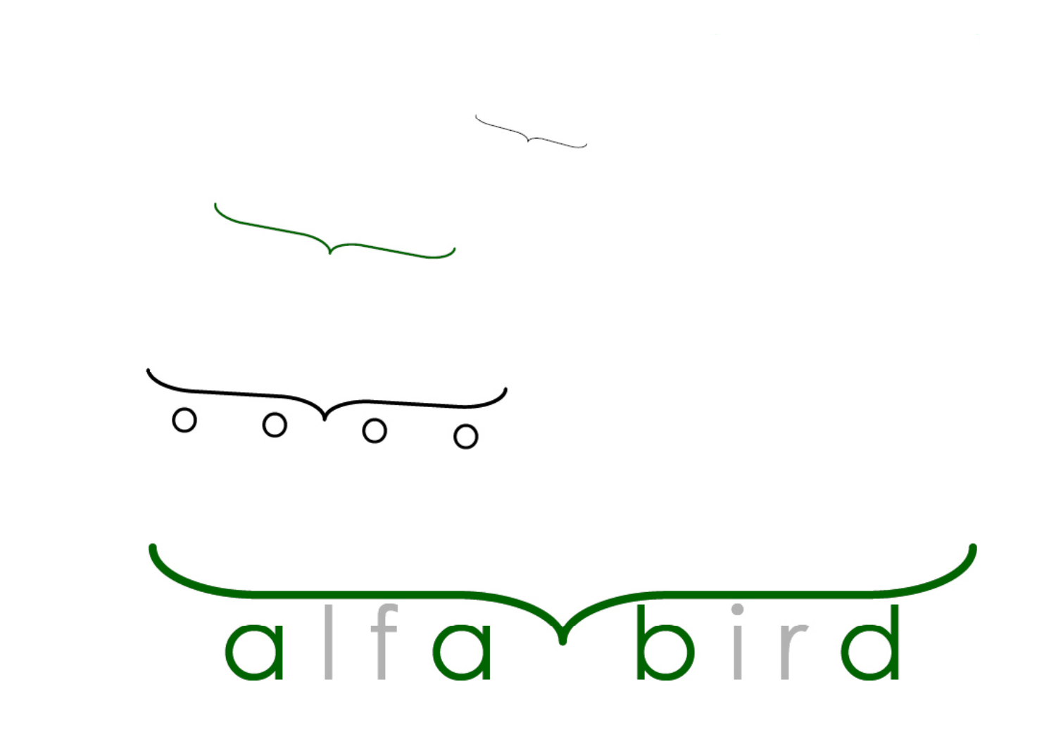alfa bird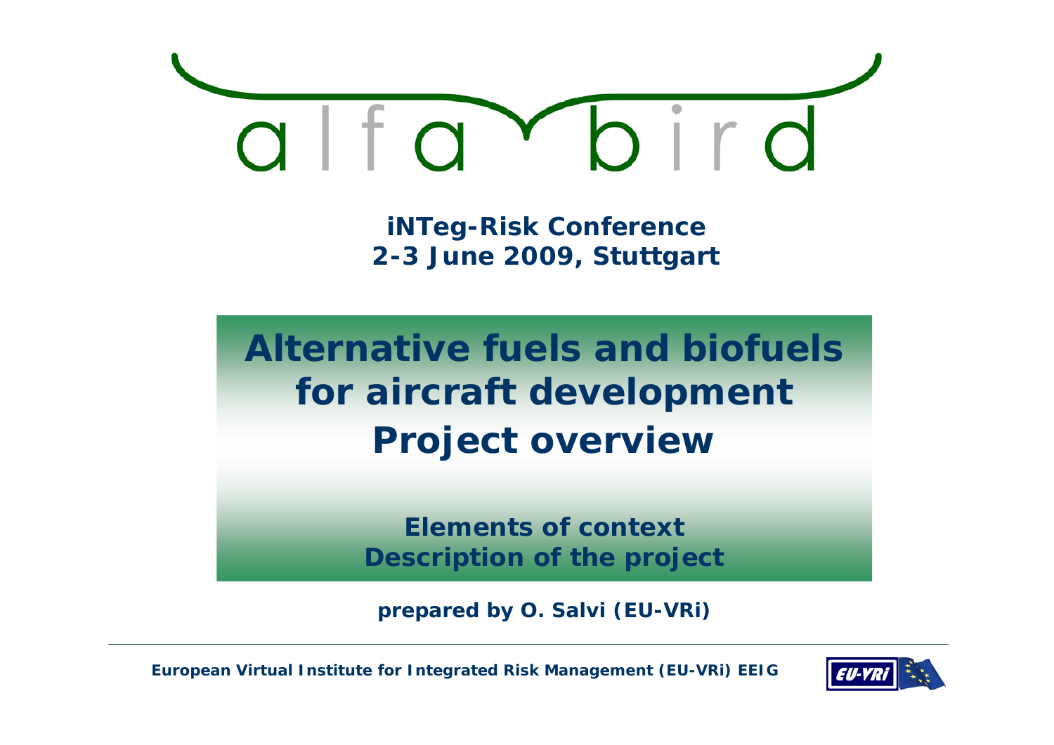# alfa bird

**iNTeg-Risk Conference**
**2-3 June 2009, Stuttgart**

## Alternative fuels and biofuels for aircraft development
## Project overview

**Elements of context**
**Description of the project**

**prepared by O. Salvi (EU-VRi)**

**European Virtual Institute for Integrated Risk Management (EU-VRi) EEIG**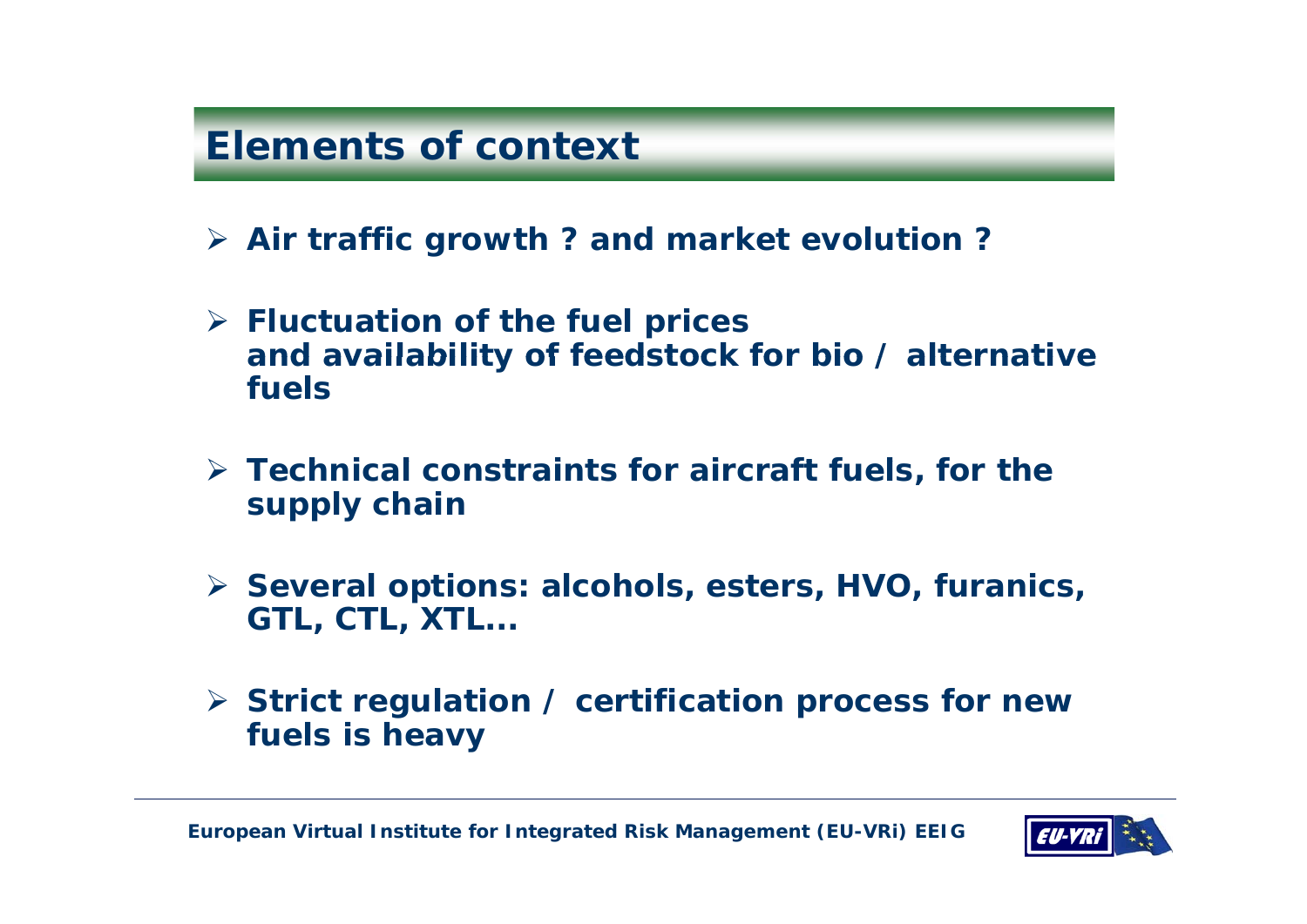# Elements of context

- **Air traffic growth ? and market evolution ?**
- **Fluctuation of the fuel prices and availability of feedstock for bio / alternative fuels**
- **Technical constraints for aircraft fuels, for the supply chain**
- **Several options: alcohols, esters, HVO, furanics, GTL, CTL, XTL…**
- **Strict regulation / certification process for new fuels is heavy**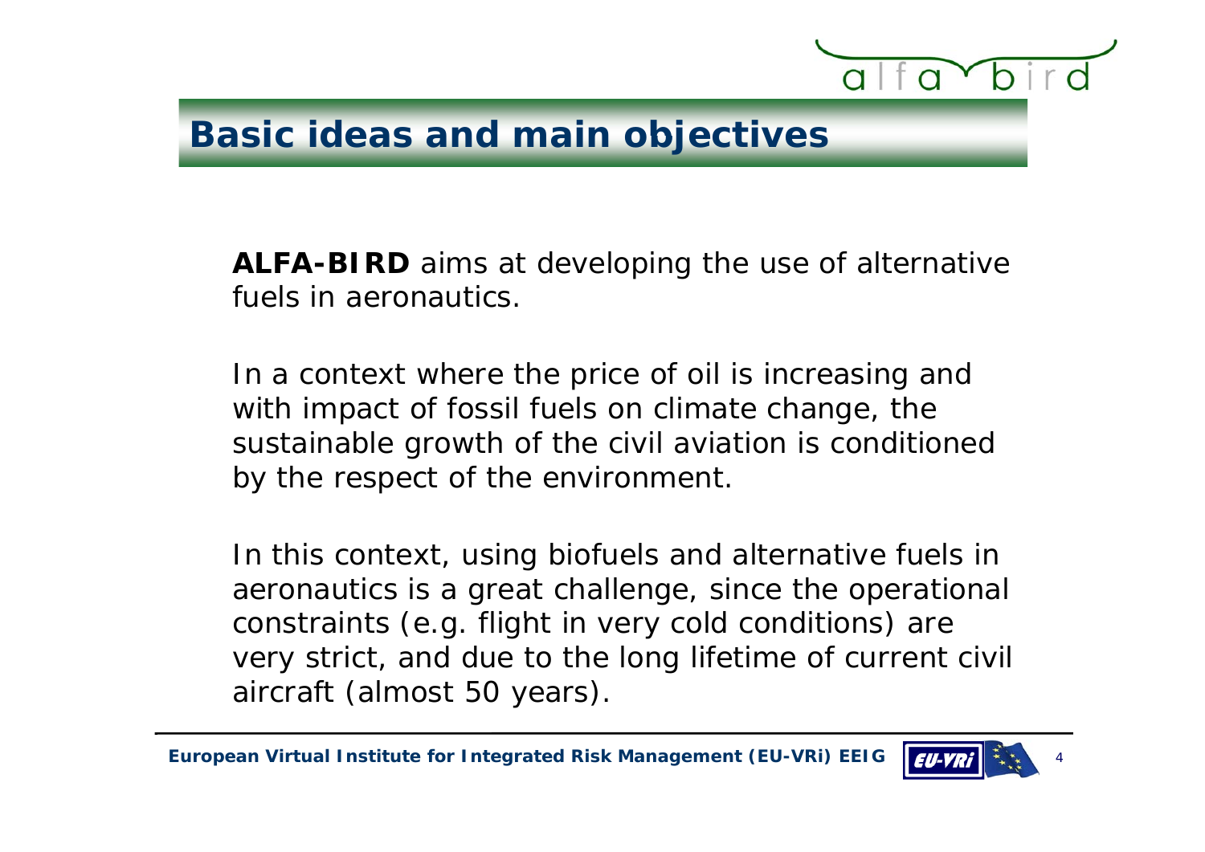# Basic ideas and main objectives

**ALFA-BIRD** aims at developing the use of alternative fuels in aeronautics.

In a context where the price of oil is increasing and with impact of fossil fuels on climate change, the sustainable growth of the civil aviation is conditioned by the respect of the environment.

In this context, using biofuels and alternative fuels in aeronautics is a great challenge, since the operational constraints (e.g. flight in very cold conditions) are very strict, and due to the long lifetime of current civil aircraft (almost 50 years).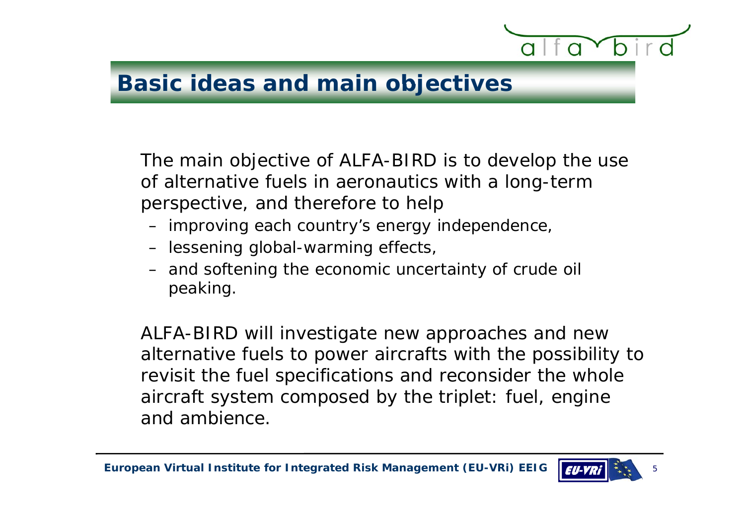## Basic ideas and main objectives

The main objective of ALFA-BIRD is to develop the use of alternative fuels in aeronautics with a long-term perspective, and therefore to help

- improving each country's energy independence,
- lessening global-warming effects,
- and softening the economic uncertainty of crude oil peaking.

ALFA-BIRD will investigate new approaches and new alternative fuels to power aircrafts with the possibility to revisit the fuel specifications and reconsider the whole aircraft system composed by the triplet: fuel, engine and ambience.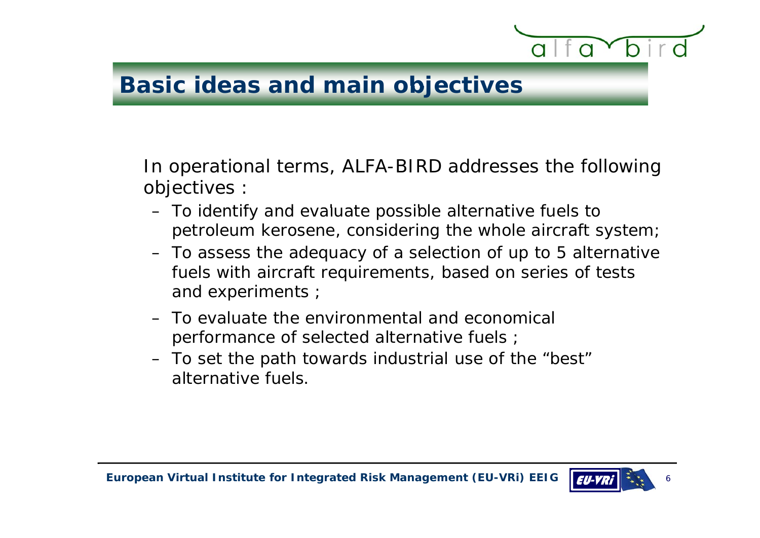## Basic ideas and main objectives

In operational terms, ALFA-BIRD addresses the following objectives :

- To identify and evaluate possible alternative fuels to petroleum kerosene, considering the whole aircraft system;
- To assess the adequacy of a selection of up to 5 alternative fuels with aircraft requirements, based on series of tests and experiments ;
- To evaluate the environmental and economical performance of selected alternative fuels ;
- To set the path towards industrial use of the "best" alternative fuels.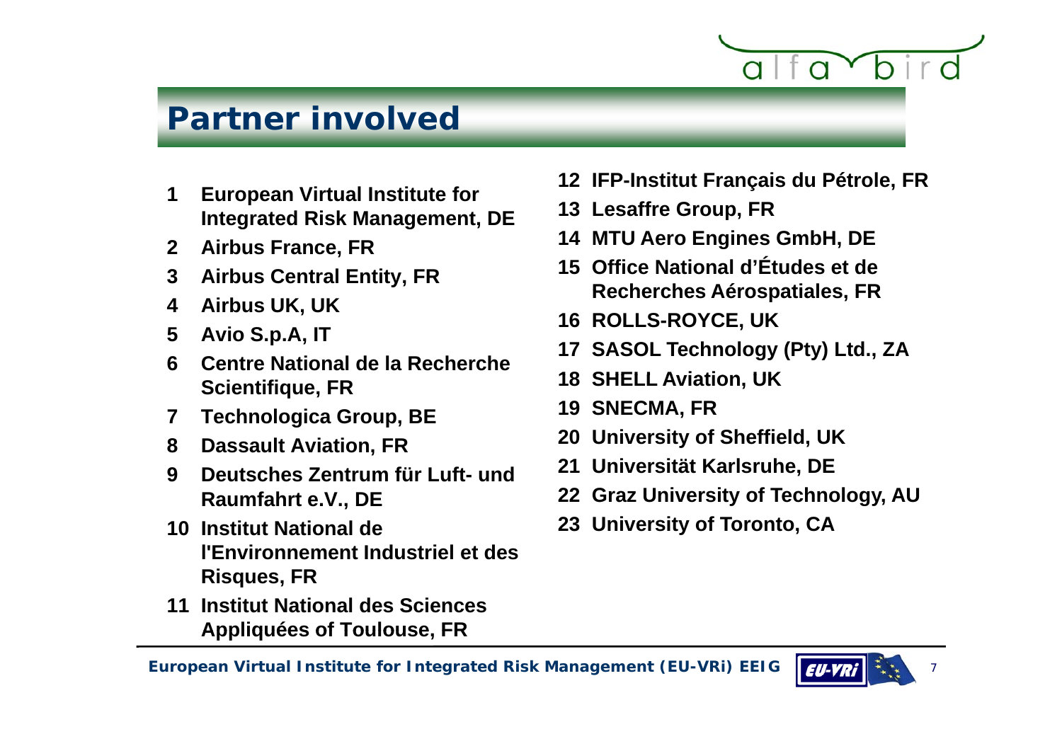# Partner involved

1. European Virtual Institute for Integrated Risk Management, DE
2. Airbus France, FR
3. Airbus Central Entity, FR
4. Airbus UK, UK
5. Avio S.p.A, IT
6. Centre National de la Recherche Scientifique, FR
7. Technologica Group, BE
8. Dassault Aviation, FR
9. Deutsches Zentrum für Luft- und Raumfahrt e.V., DE
10. Institut National de l'Environnement Industriel et des Risques, FR
11. Institut National des Sciences Appliquées of Toulouse, FR
12. IFP-Institut Français du Pétrole, FR
13. Lesaffre Group, FR
14. MTU Aero Engines GmbH, DE
15. Office National d'Études et de Recherches Aérospatiales, FR
16. ROLLS-ROYCE, UK
17. SASOL Technology (Pty) Ltd., ZA
18. SHELL Aviation, UK
19. SNECMA, FR
20. University of Sheffield, UK
21. Universität Karlsruhe, DE
22. Graz University of Technology, AU
23. University of Toronto, CA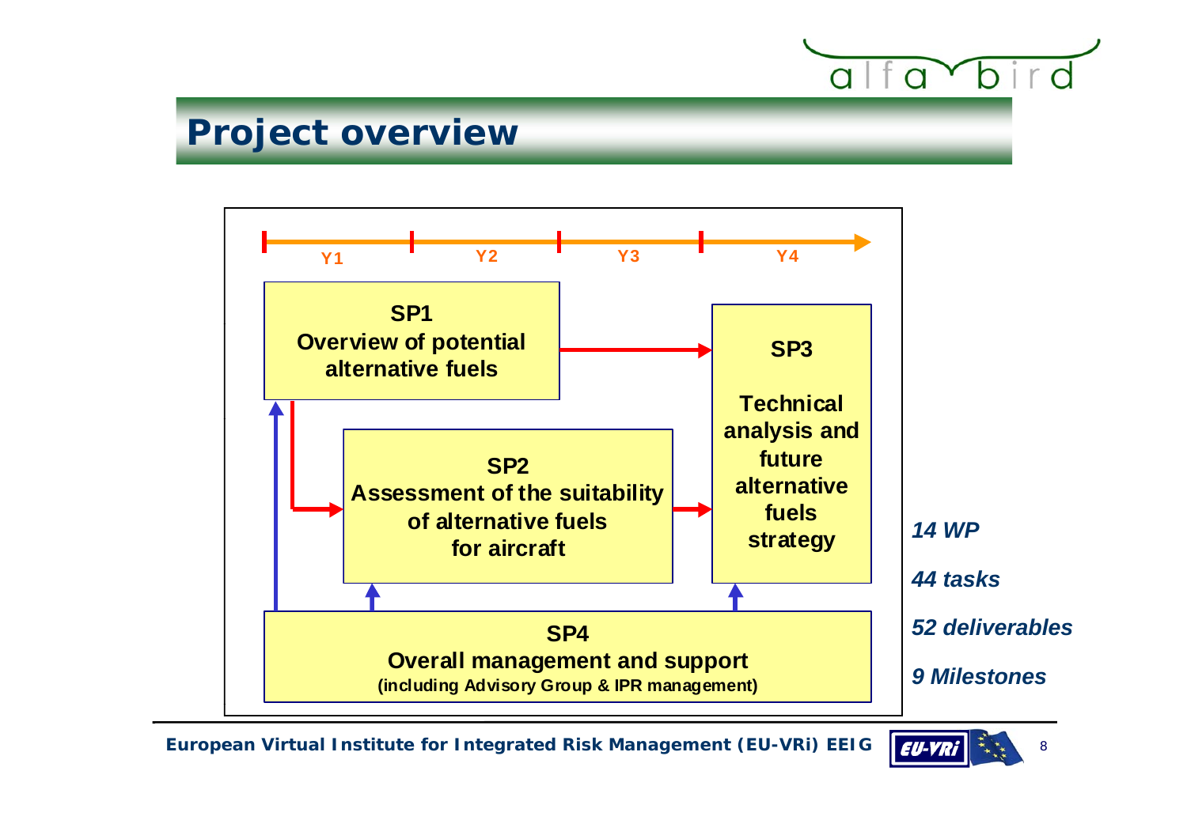# Project overview

Y1 | Y2 | Y3 | Y4

**SP1**
**Overview of potential alternative fuels**

**SP2**
**Assessment of the suitability of alternative fuels for aircraft**

**SP3**
**Technical analysis and future alternative fuels strategy**

**SP4**
**Overall management and support**
**(including Advisory Group & IPR management)**

*14 WP*

*44 tasks*

*52 deliverables*

*9 Milestones*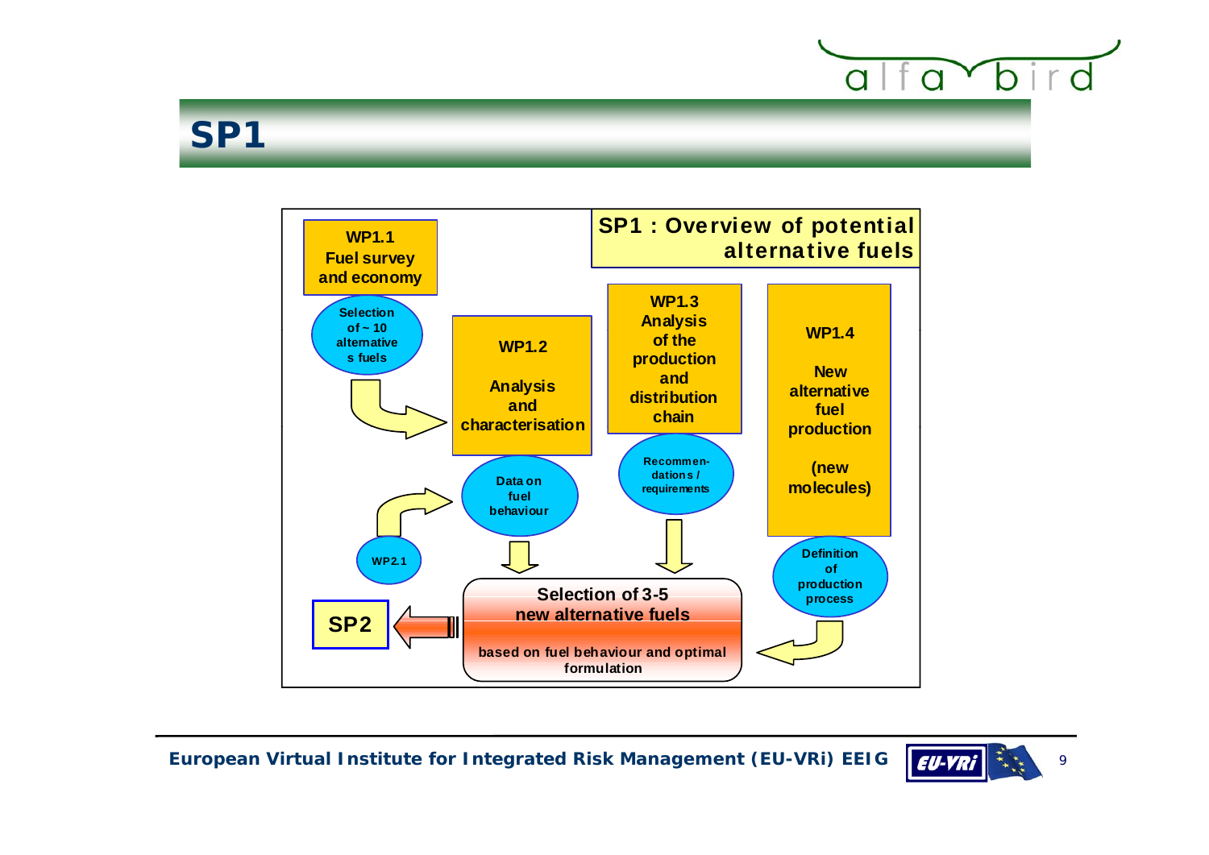# SP1

## SP1 : Overview of potential alternative fuels

**WP1.1**
**Fuel survey and economy**

Selection of ~ 10 alternatives fuels

**WP1.2**

**Analysis and characterisation**

Data on fuel behaviour

WP2.1

**WP1.3**
**Analysis of the production and distribution chain**

Recommendations / requirements

**WP1.4**

**New alternative fuel production**

**(new molecules)**

Definition of production process

**Selection of 3-5 new alternative fuels**

based on fuel behaviour and optimal formulation

**SP2**

**European Virtual Institute for Integrated Risk Management (EU-VRi) EEIG**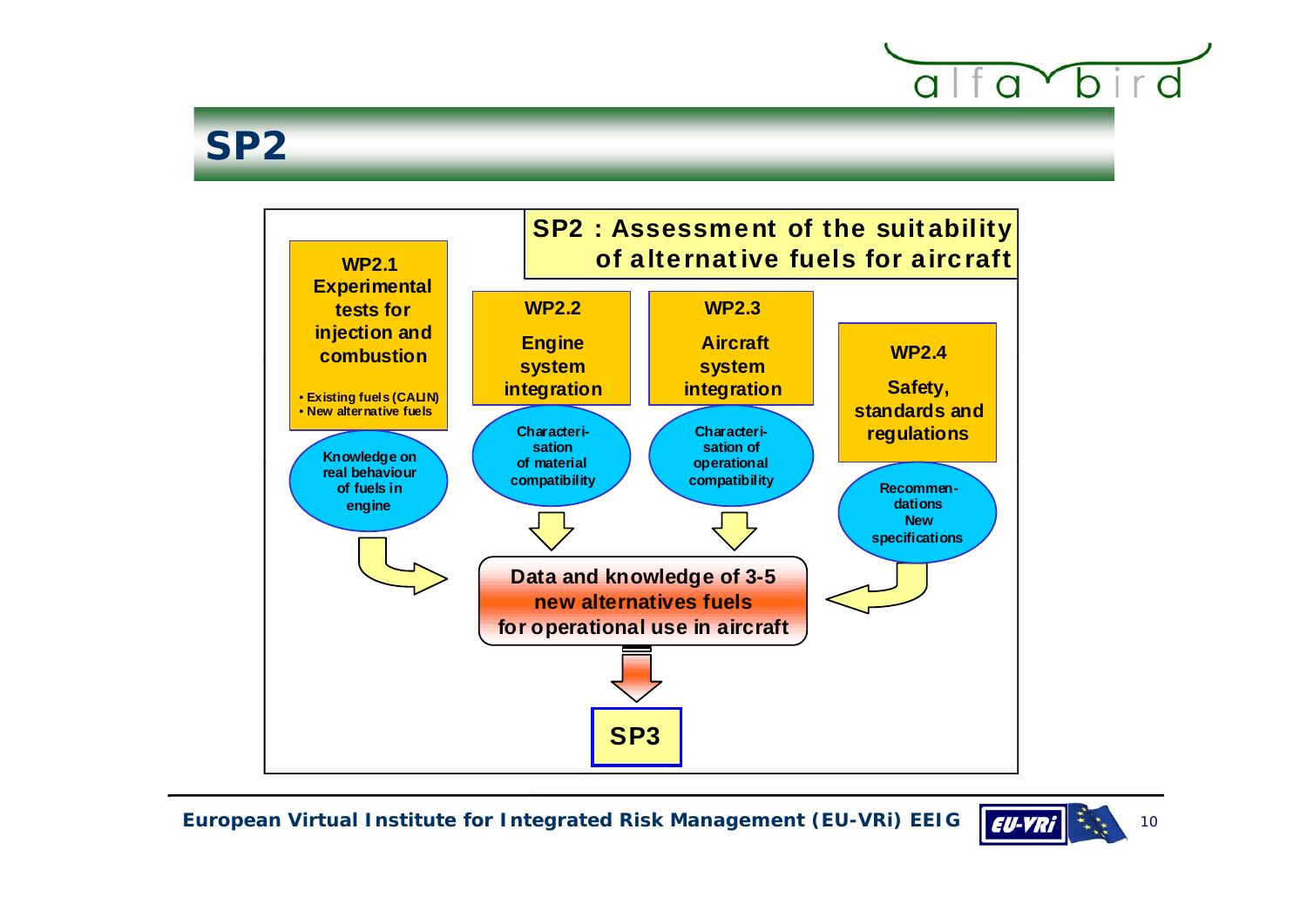# SP2

## SP2 : Assessment of the suitability of alternative fuels for aircraft

**WP2.1**
**Experimental tests for injection and combustion**

- Existing fuels (CALIN)
- New alternative fuels

Knowledge on real behaviour of fuels in engine

**WP2.2**
**Engine system integration**

Characterisation of material compatibility

**WP2.3**
**Aircraft system integration**

Characterisation of operational compatibility

**WP2.4**
**Safety, standards and regulations**

Recommendations
New specifications

**Data and knowledge of 3-5 new alternatives fuels for operational use in aircraft**

**SP3**

European Virtual Institute for Integrated Risk Management (EU-VRi) EEIG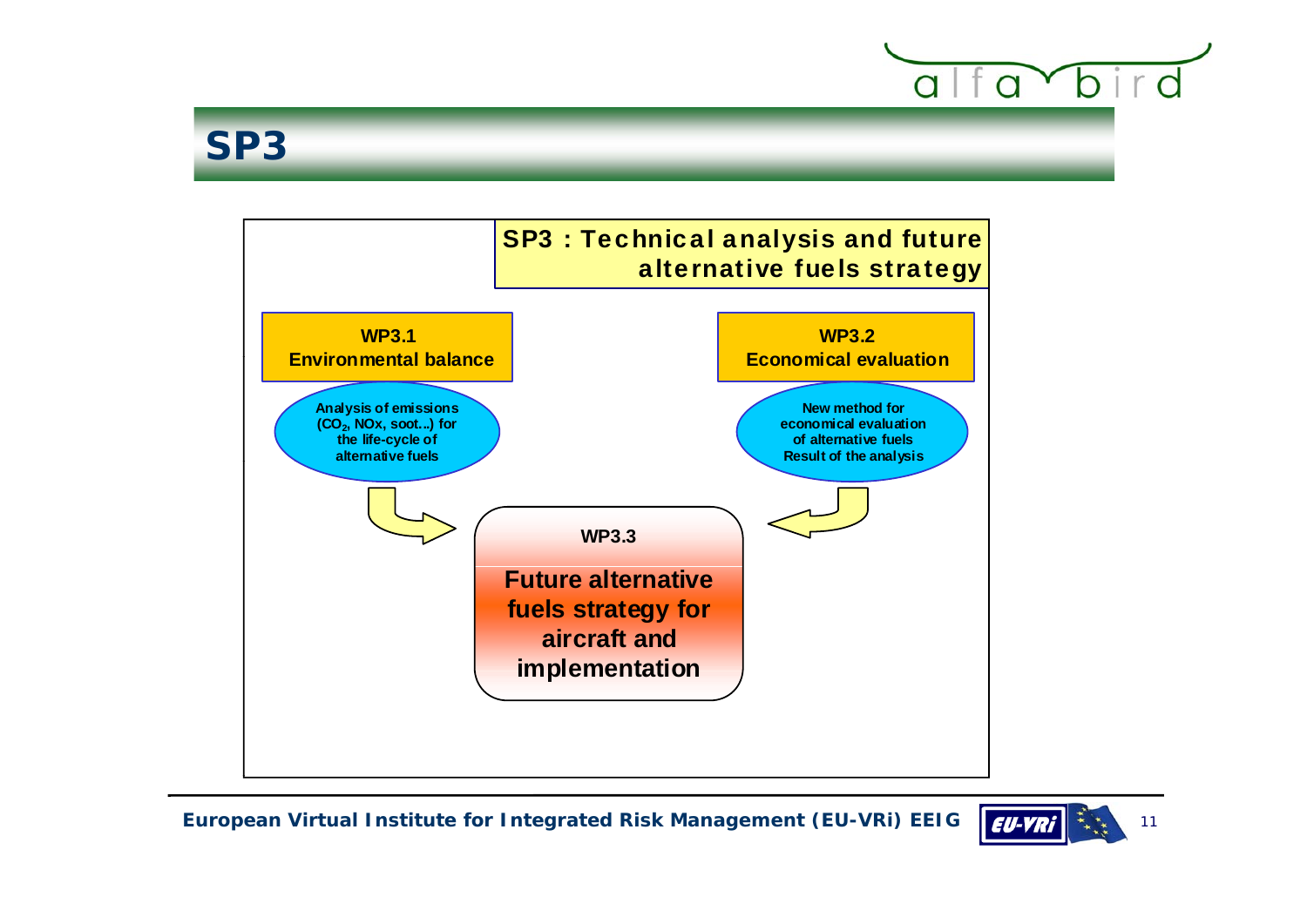# SP3

## SP3 : Technical analysis and future alternative fuels strategy

**WP3.1**
**Environmental balance**

Analysis of emissions ($CO_2$, NOx, soot...) for the life-cycle of alternative fuels

**WP3.2**
**Economical evaluation**

New method for economical evaluation of alternative fuels
Result of the analysis

**WP3.3**

**Future alternative fuels strategy for aircraft and implementation**

European Virtual Institute for Integrated Risk Management (EU-VRi) EEIG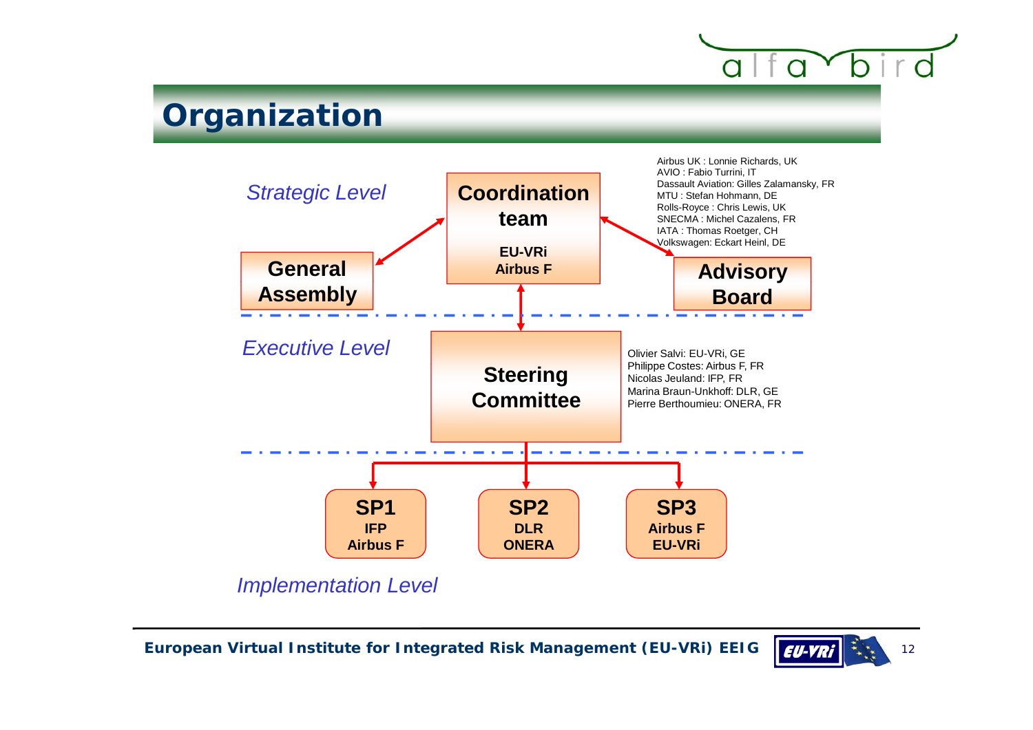# Organization

*Strategic Level*

**Coordination team**
**EU-VRi**
**Airbus F**

**General Assembly**

**Advisory Board**

Airbus UK : Lonnie Richards, UK
AVIO : Fabio Turrini, IT
Dassault Aviation: Gilles Zalamansky, FR
MTU : Stefan Hohmann, DE
Rolls-Royce : Chris Lewis, UK
SNECMA : Michel Cazalens, FR
IATA : Thomas Roetger, CH
Volkswagen: Eckart Heinl, DE

*Executive Level*

**Steering Committee**

Olivier Salvi: EU-VRi, GE
Philippe Costes: Airbus F, FR
Nicolas Jeuland: IFP, FR
Marina Braun-Unkhoff: DLR, GE
Pierre Berthoumieu: ONERA, FR

**SP1**
**IFP**
**Airbus F**

**SP2**
**DLR**
**ONERA**

**SP3**
**Airbus F**
**EU-VRi**

*Implementation Level*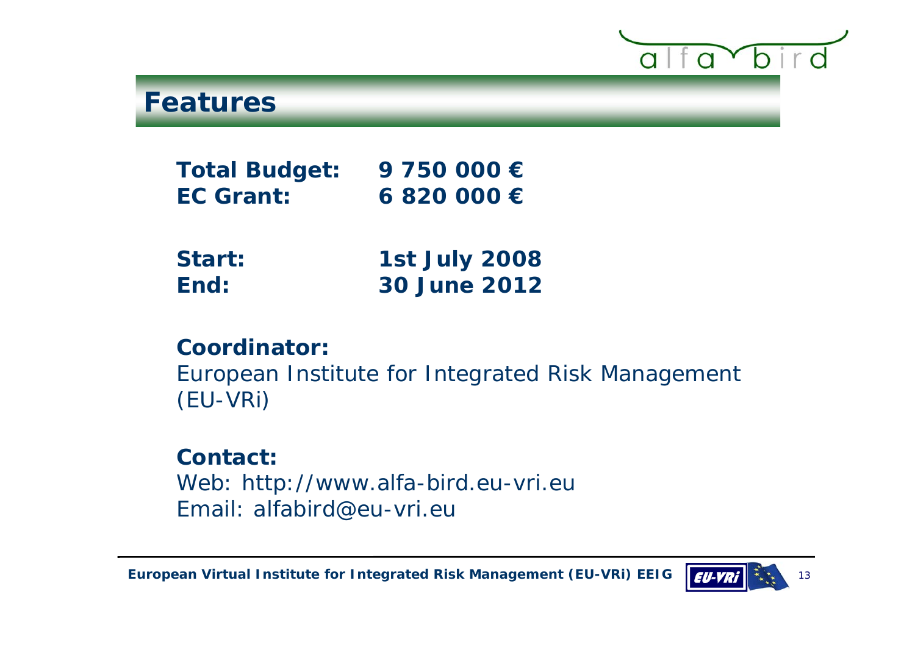# Features

**Total Budget:** **9 750 000 €**
**EC Grant:** **6 820 000 €**

**Start:** **1st July 2008**
**End:** **30 June 2012**

**Coordinator:**
European Institute for Integrated Risk Management (EU-VRi)

**Contact:**
Web: http://www.alfa-bird.eu-vri.eu
Email: alfabird@eu-vri.eu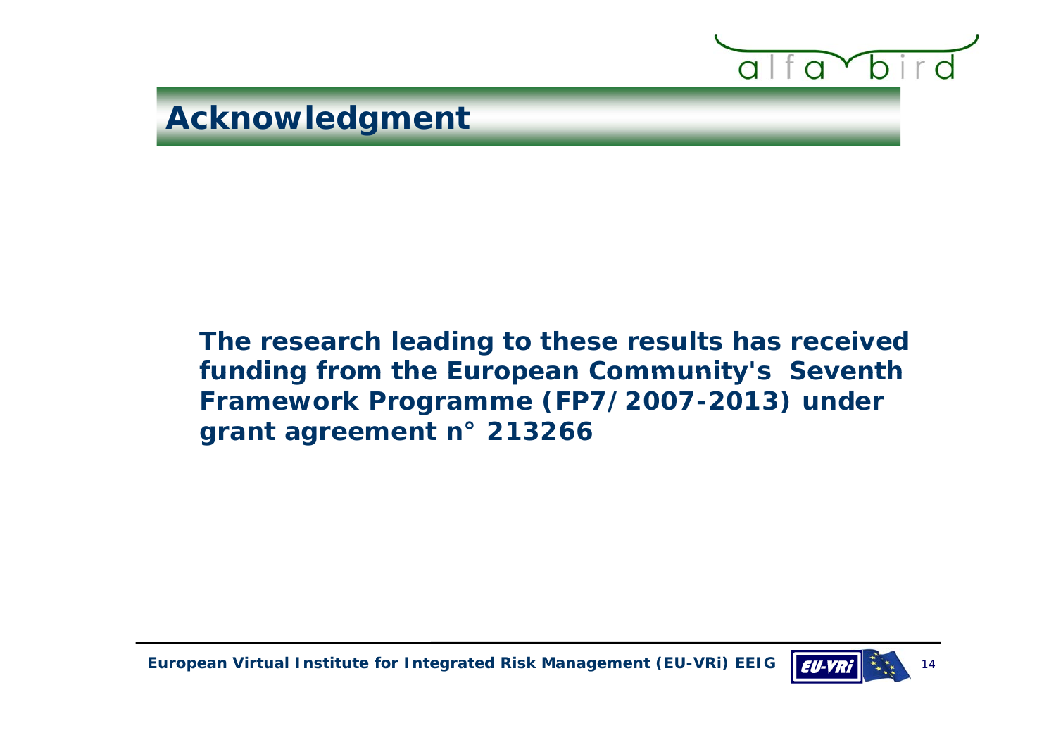# Acknowledgment

**The research leading to these results has received funding from the European Community's Seventh Framework Programme (FP7/2007-2013) under grant agreement n° 213266**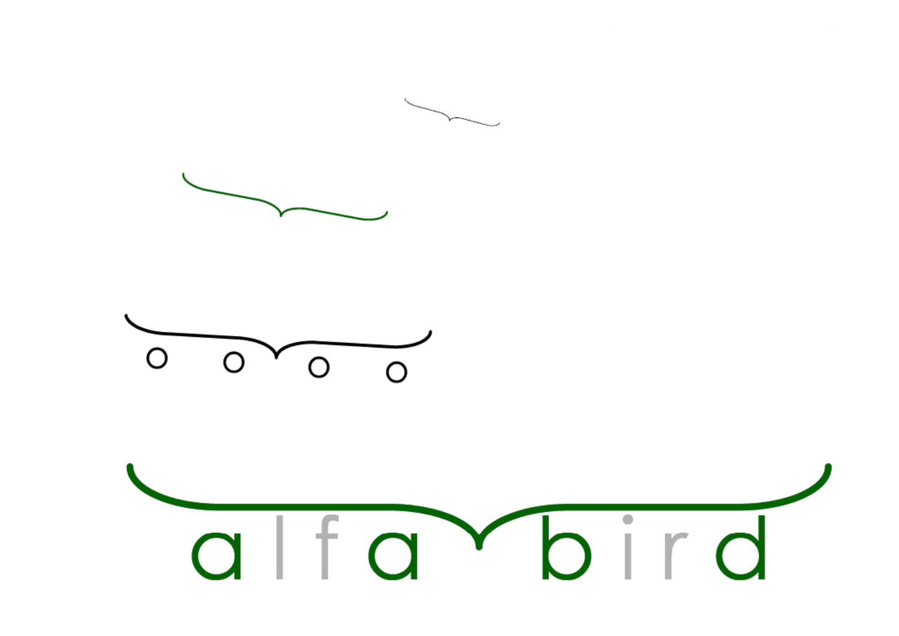alfa bird